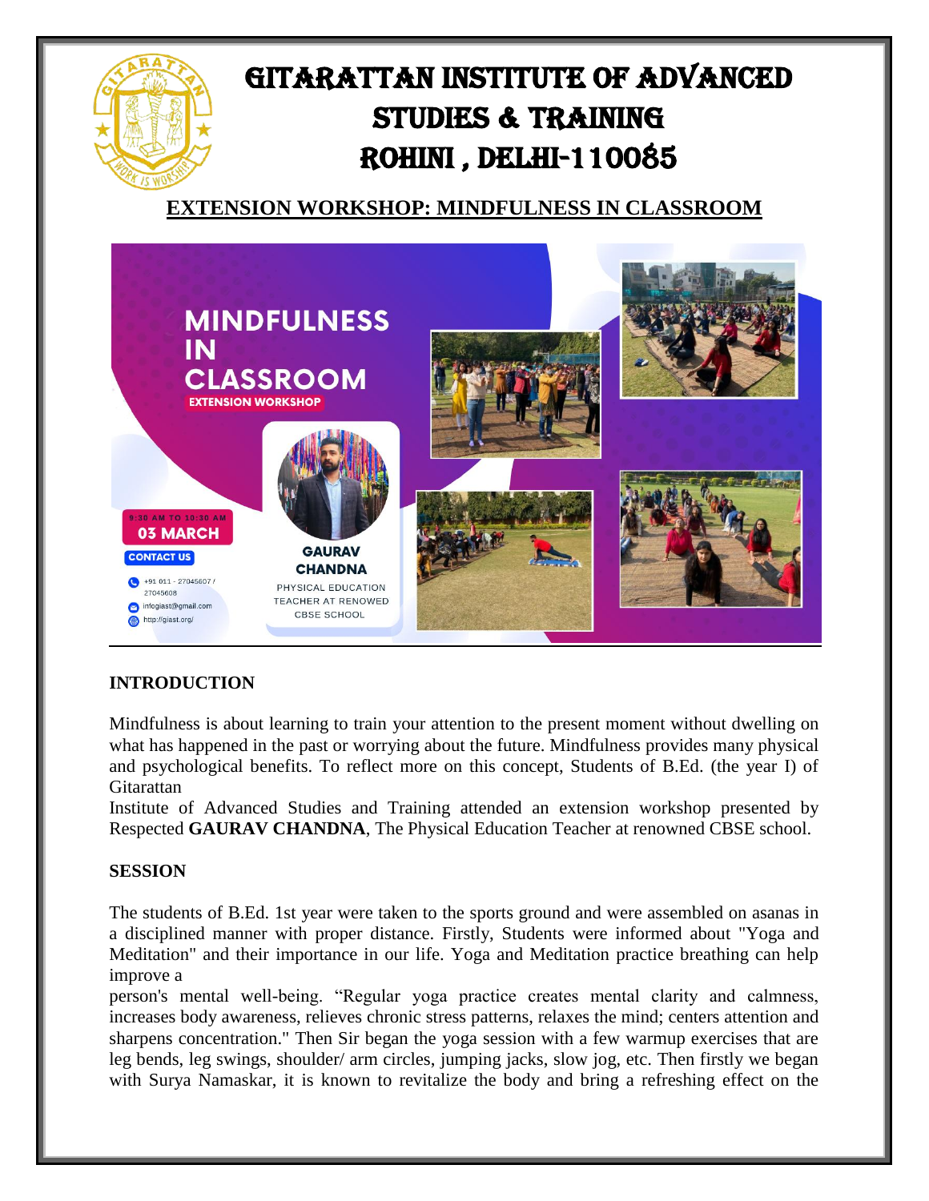# GITARATTAN INSTITUTE OF ADVANCED STUDIES & TRAINING ROHINI , DELHI-110085

## EXTENSION WORKSHOP: MINDFULNESS IN CLASSROOM

MINDFULNESS IN CLASSROOM
EXTENSION WORKSHOP

9:30 AM TO 10:30 AM
03 MARCH

CONTACT US
+91 011 - 27045607 / 27045608
infogiast@gmail.com
http://giast.org/

GAURAV CHANDNA
PHYSICAL EDUCATION TEACHER AT RENOWED CBSE SCHOOL

**INTRODUCTION**

Mindfulness is about learning to train your attention to the present moment without dwelling on what has happened in the past or worrying about the future. Mindfulness provides many physical and psychological benefits. To reflect more on this concept, Students of B.Ed. (the year I) of Gitarattan Institute of Advanced Studies and Training attended an extension workshop presented by Respected **GAURAV CHANDNA**, The Physical Education Teacher at renowned CBSE school.

**SESSION**

The students of B.Ed. 1st year were taken to the sports ground and were assembled on asanas in a disciplined manner with proper distance. Firstly, Students were informed about "Yoga and Meditation" and their importance in our life. Yoga and Meditation practice breathing can help improve a person's mental well-being. “Regular yoga practice creates mental clarity and calmness, increases body awareness, relieves chronic stress patterns, relaxes the mind; centers attention and sharpens concentration." Then Sir began the yoga session with a few warmup exercises that are leg bends, leg swings, shoulder/ arm circles, jumping jacks, slow jog, etc. Then firstly we began with Surya Namaskar, it is known to revitalize the body and bring a refreshing effect on the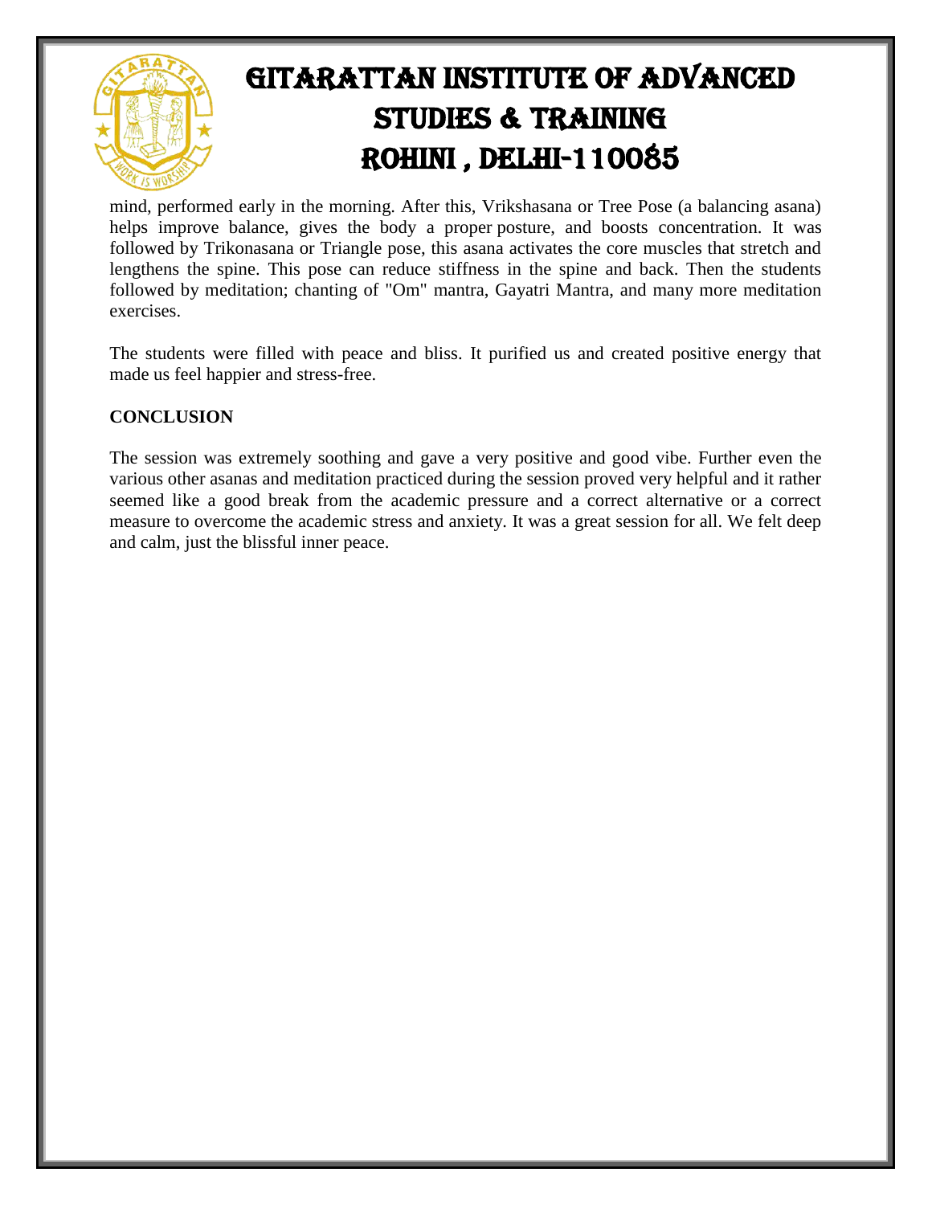mind, performed early in the morning. After this, Vrikshasana or Tree Pose (a balancing asana) helps improve balance, gives the body a proper posture, and boosts concentration. It was followed by Trikonasana or Triangle pose, this asana activates the core muscles that stretch and lengthens the spine. This pose can reduce stiffness in the spine and back. Then the students followed by meditation; chanting of "Om" mantra, Gayatri Mantra, and many more meditation exercises.

The students were filled with peace and bliss. It purified us and created positive energy that made us feel happier and stress-free.

**CONCLUSION**

The session was extremely soothing and gave a very positive and good vibe. Further even the various other asanas and meditation practiced during the session proved very helpful and it rather seemed like a good break from the academic pressure and a correct alternative or a correct measure to overcome the academic stress and anxiety. It was a great session for all. We felt deep and calm, just the blissful inner peace.